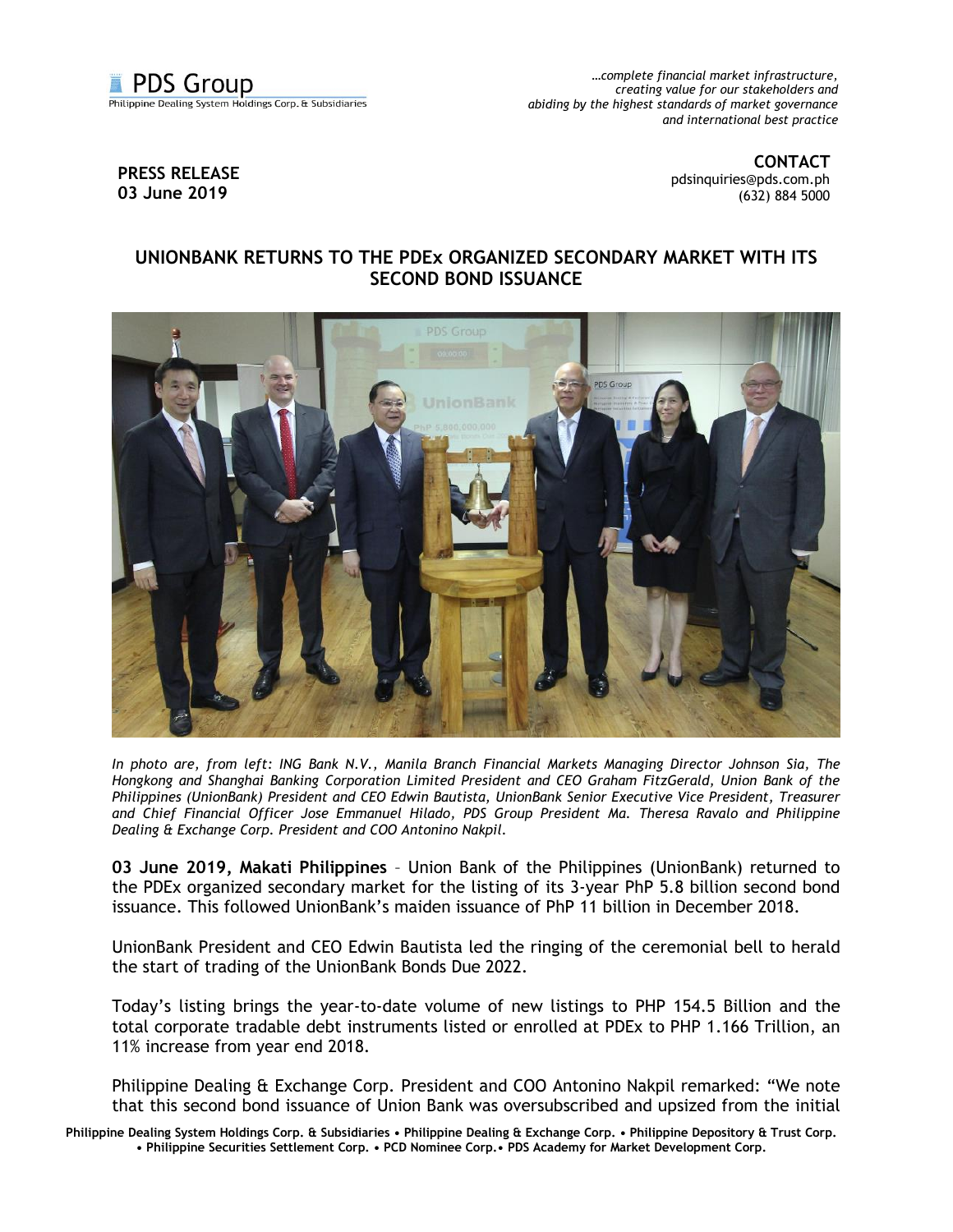PDS Group
Philippine Dealing System Holdings Corp. & Subsidiaries

*…complete financial market infrastructure, creating value for our stakeholders and abiding by the highest standards of market governance and international best practice*

**PRESS RELEASE**
**03 June 2019**

**CONTACT**
pdsinquiries@pds.com.ph
(632) 884 5000

## UNIONBANK RETURNS TO THE PDEx ORGANIZED SECONDARY MARKET WITH ITS SECOND BOND ISSUANCE

*In photo are, from left: ING Bank N.V., Manila Branch Financial Markets Managing Director Johnson Sia, The Hongkong and Shanghai Banking Corporation Limited President and CEO Graham FitzGerald, Union Bank of the Philippines (UnionBank) President and CEO Edwin Bautista, UnionBank Senior Executive Vice President, Treasurer and Chief Financial Officer Jose Emmanuel Hilado, PDS Group President Ma. Theresa Ravalo and Philippine Dealing & Exchange Corp. President and COO Antonino Nakpil.*

**03 June 2019, Makati Philippines** – Union Bank of the Philippines (UnionBank) returned to the PDEx organized secondary market for the listing of its 3-year PhP 5.8 billion second bond issuance. This followed UnionBank's maiden issuance of PhP 11 billion in December 2018.

UnionBank President and CEO Edwin Bautista led the ringing of the ceremonial bell to herald the start of trading of the UnionBank Bonds Due 2022.

Today's listing brings the year-to-date volume of new listings to PHP 154.5 Billion and the total corporate tradable debt instruments listed or enrolled at PDEx to PHP 1.166 Trillion, an 11% increase from year end 2018.

Philippine Dealing & Exchange Corp. President and COO Antonino Nakpil remarked: "We note that this second bond issuance of Union Bank was oversubscribed and upsized from the initial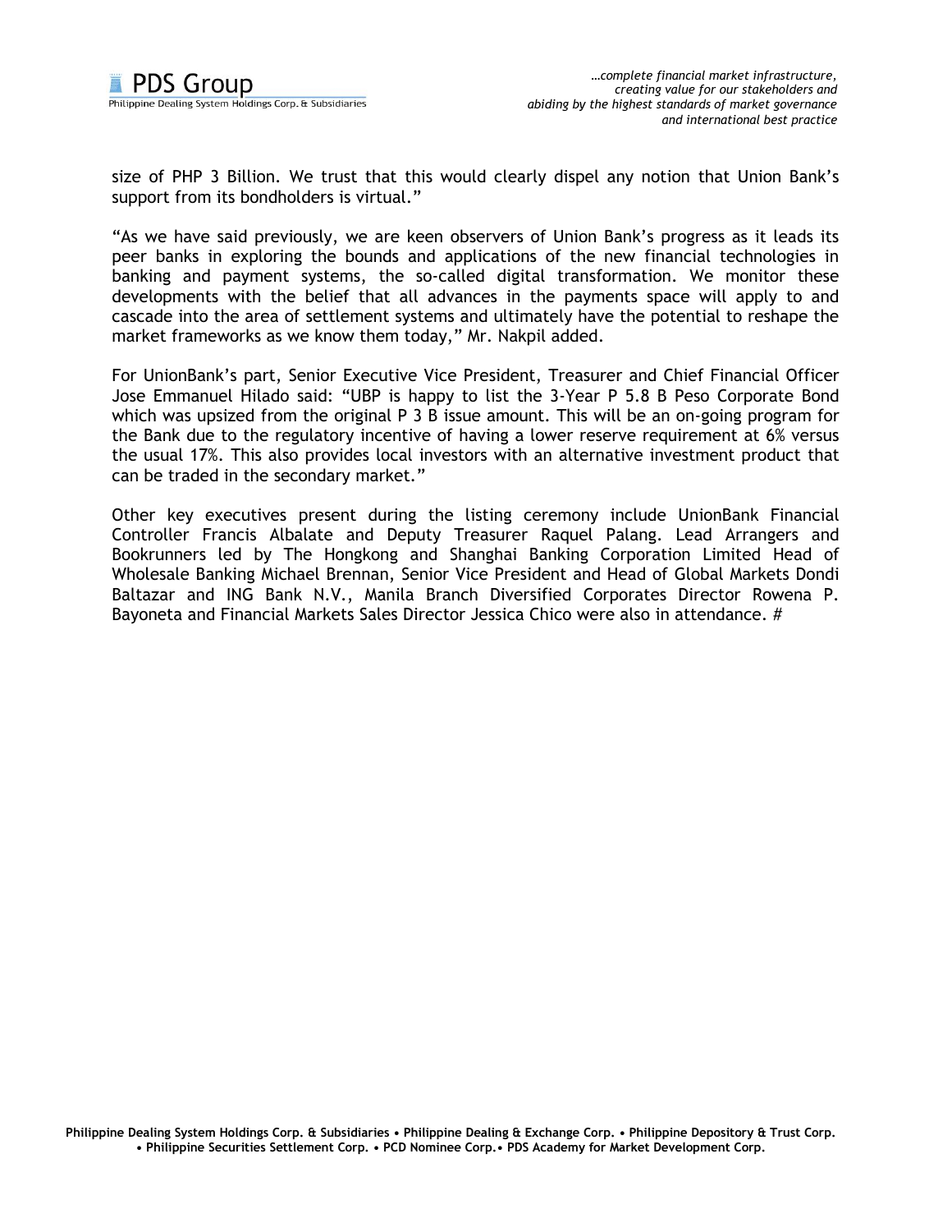size of PHP 3 Billion. We trust that this would clearly dispel any notion that Union Bank's support from its bondholders is virtual."

"As we have said previously, we are keen observers of Union Bank's progress as it leads its peer banks in exploring the bounds and applications of the new financial technologies in banking and payment systems, the so-called digital transformation. We monitor these developments with the belief that all advances in the payments space will apply to and cascade into the area of settlement systems and ultimately have the potential to reshape the market frameworks as we know them today," Mr. Nakpil added.

For UnionBank's part, Senior Executive Vice President, Treasurer and Chief Financial Officer Jose Emmanuel Hilado said: "UBP is happy to list the 3-Year P 5.8 B Peso Corporate Bond which was upsized from the original P 3 B issue amount. This will be an on-going program for the Bank due to the regulatory incentive of having a lower reserve requirement at 6% versus the usual 17%. This also provides local investors with an alternative investment product that can be traded in the secondary market."

Other key executives present during the listing ceremony include UnionBank Financial Controller Francis Albalate and Deputy Treasurer Raquel Palang. Lead Arrangers and Bookrunners led by The Hongkong and Shanghai Banking Corporation Limited Head of Wholesale Banking Michael Brennan, Senior Vice President and Head of Global Markets Dondi Baltazar and ING Bank N.V., Manila Branch Diversified Corporates Director Rowena P. Bayoneta and Financial Markets Sales Director Jessica Chico were also in attendance. #